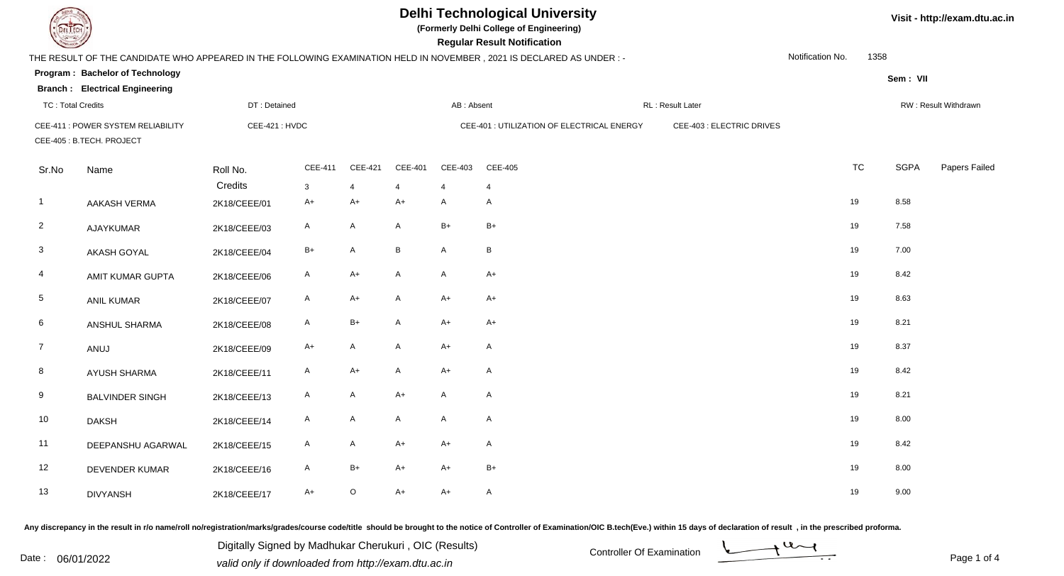# Delhi Technological University

**(Formerly Delhi College of Engineering)**

**Regular Result Notification**

Visit - http://exam.dtu.ac.in

THE RESULT OF THE CANDIDATE WHO APPEARED IN THE FOLLOWING EXAMINATION HELD IN NOVEMBER , 2021 IS DECLARED AS UNDER : -

Notification No. 1358

**Program : Bachelor of Technology**

**Branch : Electrical Engineering**

**Sem : VII**

TC : Total Credits | DT : Detained | AB : Absent | RL : Result Later | RW : Result Withdrawn

CEE-411 : POWER SYSTEM RELIABILITY | CEE-421 : HVDC | CEE-401 : UTILIZATION OF ELECTRICAL ENERGY | CEE-403 : ELECTRIC DRIVES

CEE-405 : B.TECH. PROJECT

| Sr.No | Name | Roll No. | CEE-411 | CEE-421 | CEE-401 | CEE-403 | CEE-405 | TC | SGPA | Papers Failed |
|---|---|---|---|---|---|---|---|---|---|---|
| | | Credits | 3 | 4 | 4 | 4 | 4 | | | |
| 1 | AAKASH VERMA | 2K18/CEEE/01 | A+ | A+ | A+ | A | A | 19 | 8.58 | |
| 2 | AJAYKUMAR | 2K18/CEEE/03 | A | A | A | B+ | B+ | 19 | 7.58 | |
| 3 | AKASH GOYAL | 2K18/CEEE/04 | B+ | A | B | A | B | 19 | 7.00 | |
| 4 | AMIT KUMAR GUPTA | 2K18/CEEE/06 | A | A+ | A | A | A+ | 19 | 8.42 | |
| 5 | ANIL KUMAR | 2K18/CEEE/07 | A | A+ | A | A+ | A+ | 19 | 8.63 | |
| 6 | ANSHUL SHARMA | 2K18/CEEE/08 | A | B+ | A | A+ | A+ | 19 | 8.21 | |
| 7 | ANUJ | 2K18/CEEE/09 | A+ | A | A | A+ | A | 19 | 8.37 | |
| 8 | AYUSH SHARMA | 2K18/CEEE/11 | A | A+ | A | A+ | A | 19 | 8.42 | |
| 9 | BALVINDER SINGH | 2K18/CEEE/13 | A | A | A+ | A | A | 19 | 8.21 | |
| 10 | DAKSH | 2K18/CEEE/14 | A | A | A | A | A | 19 | 8.00 | |
| 11 | DEEPANSHU AGARWAL | 2K18/CEEE/15 | A | A | A+ | A+ | A | 19 | 8.42 | |
| 12 | DEVENDER KUMAR | 2K18/CEEE/16 | A | B+ | A+ | A+ | B+ | 19 | 8.00 | |
| 13 | DIVYANSH | 2K18/CEEE/17 | A+ | O | A+ | A+ | A | 19 | 9.00 | |

Any discrepancy in the result in r/o name/roll no/registration/marks/grades/course code/title should be brought to the notice of Controller of Examination/OIC B.tech(Eve.) within 15 days of declaration of result , in the prescribed proforma.

Date : 06/01/2022

Digitally Signed by Madhukar Cherukuri , OIC (Results)

valid only if downloaded from http://exam.dtu.ac.in

Controller Of Examination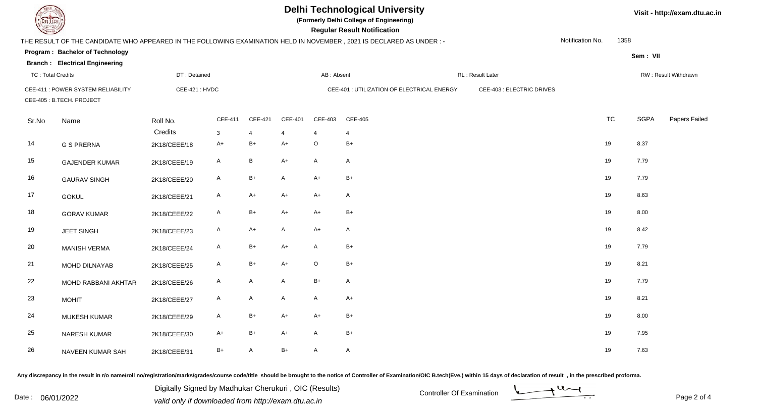# Delhi Technological University

**(Formerly Delhi College of Engineering)**

**Regular Result Notification**

Visit - http://exam.dtu.ac.in

THE RESULT OF THE CANDIDATE WHO APPEARED IN THE FOLLOWING EXAMINATION HELD IN NOVEMBER , 2021 IS DECLARED AS UNDER : -

Notification No. 1358

**Program : Bachelor of Technology**

**Branch : Electrical Engineering**

Sem : VII

TC : Total Credits | DT : Detained | AB : Absent | RL : Result Later | RW : Result Withdrawn

CEE-411 : POWER SYSTEM RELIABILITY | CEE-421 : HVDC | CEE-401 : UTILIZATION OF ELECTRICAL ENERGY | CEE-403 : ELECTRIC DRIVES

CEE-405 : B.TECH. PROJECT

| Sr.No | Name | Roll No. | CEE-411 | CEE-421 | CEE-401 | CEE-403 | CEE-405 | TC | SGPA | Papers Failed |
|---|---|---|---|---|---|---|---|---|---|---|
| | | Credits | 3 | 4 | 4 | 4 | 4 | | | |
| 14 | G S PRERNA | 2K18/CEEE/18 | A+ | B+ | A+ | O | B+ | 19 | 8.37 | |
| 15 | GAJENDER KUMAR | 2K18/CEEE/19 | A | B | A+ | A | A | 19 | 7.79 | |
| 16 | GAURAV SINGH | 2K18/CEEE/20 | A | B+ | A | A+ | B+ | 19 | 7.79 | |
| 17 | GOKUL | 2K18/CEEE/21 | A | A+ | A+ | A+ | A | 19 | 8.63 | |
| 18 | GORAV KUMAR | 2K18/CEEE/22 | A | B+ | A+ | A+ | B+ | 19 | 8.00 | |
| 19 | JEET SINGH | 2K18/CEEE/23 | A | A+ | A | A+ | A | 19 | 8.42 | |
| 20 | MANISH VERMA | 2K18/CEEE/24 | A | B+ | A+ | A | B+ | 19 | 7.79 | |
| 21 | MOHD DILNAYAB | 2K18/CEEE/25 | A | B+ | A+ | O | B+ | 19 | 8.21 | |
| 22 | MOHD RABBANI AKHTAR | 2K18/CEEE/26 | A | A | A | B+ | A | 19 | 7.79 | |
| 23 | MOHIT | 2K18/CEEE/27 | A | A | A | A | A+ | 19 | 8.21 | |
| 24 | MUKESH KUMAR | 2K18/CEEE/29 | A | B+ | A+ | A+ | B+ | 19 | 8.00 | |
| 25 | NARESH KUMAR | 2K18/CEEE/30 | A+ | B+ | A+ | A | B+ | 19 | 7.95 | |
| 26 | NAVEEN KUMAR SAH | 2K18/CEEE/31 | B+ | A | B+ | A | A | 19 | 7.63 | |

Any discrepancy in the result in r/o name/roll no/registration/marks/grades/course code/title should be brought to the notice of Controller of Examination/OIC B.tech(Eve.) within 15 days of declaration of result , in the prescribed proforma.

Date : 06/01/2022

Digitally Signed by Madhukar Cherukuri , OIC (Results)

valid only if downloaded from http://exam.dtu.ac.in

Controller Of Examination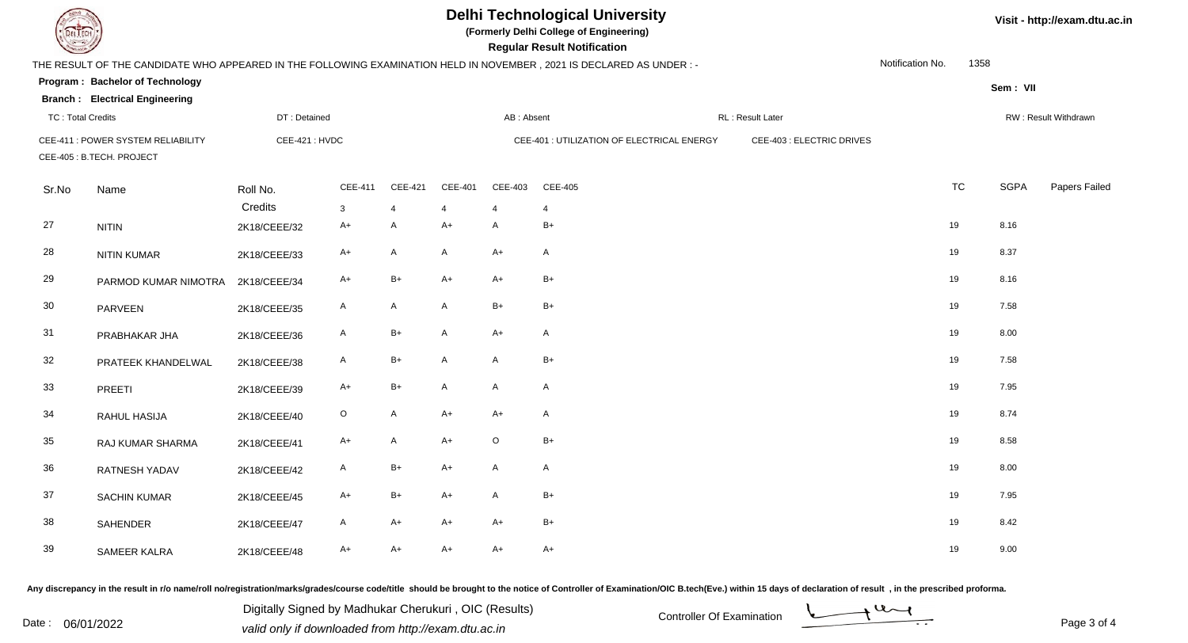# Delhi Technological University

**(Formerly Delhi College of Engineering)**

**Regular Result Notification**

Visit - http://exam.dtu.ac.in

THE RESULT OF THE CANDIDATE WHO APPEARED IN THE FOLLOWING EXAMINATION HELD IN NOVEMBER , 2021 IS DECLARED AS UNDER : -

Notification No. 1358

**Program : Bachelor of Technology**

**Sem : VII**

**Branch : Electrical Engineering**

TC : Total Credits | DT : Detained | AB : Absent | RL : Result Later | RW : Result Withdrawn

CEE-411 : POWER SYSTEM RELIABILITY | CEE-421 : HVDC | CEE-401 : UTILIZATION OF ELECTRICAL ENERGY | CEE-403 : ELECTRIC DRIVES

CEE-405 : B.TECH. PROJECT

| Sr.No | Name | Roll No. | CEE-411 | CEE-421 | CEE-401 | CEE-403 | CEE-405 | TC | SGPA | Papers Failed |
|---|---|---|---|---|---|---|---|---|---|---|
| | | Credits | 3 | 4 | 4 | 4 | 4 | | | |
| 27 | NITIN | 2K18/CEEE/32 | A+ | A | A+ | A | B+ | 19 | 8.16 | |
| 28 | NITIN KUMAR | 2K18/CEEE/33 | A+ | A | A | A+ | A | 19 | 8.37 | |
| 29 | PARMOD KUMAR NIMOTRA | 2K18/CEEE/34 | A+ | B+ | A+ | A+ | B+ | 19 | 8.16 | |
| 30 | PARVEEN | 2K18/CEEE/35 | A | A | A | B+ | B+ | 19 | 7.58 | |
| 31 | PRABHAKAR JHA | 2K18/CEEE/36 | A | B+ | A | A+ | A | 19 | 8.00 | |
| 32 | PRATEEK KHANDELWAL | 2K18/CEEE/38 | A | B+ | A | A | B+ | 19 | 7.58 | |
| 33 | PREETI | 2K18/CEEE/39 | A+ | B+ | A | A | A | 19 | 7.95 | |
| 34 | RAHUL HASIJA | 2K18/CEEE/40 | O | A | A+ | A+ | A | 19 | 8.74 | |
| 35 | RAJ KUMAR SHARMA | 2K18/CEEE/41 | A+ | A | A+ | O | B+ | 19 | 8.58 | |
| 36 | RATNESH YADAV | 2K18/CEEE/42 | A | B+ | A+ | A | A | 19 | 8.00 | |
| 37 | SACHIN KUMAR | 2K18/CEEE/45 | A+ | B+ | A+ | A | B+ | 19 | 7.95 | |
| 38 | SAHENDER | 2K18/CEEE/47 | A | A+ | A+ | A+ | B+ | 19 | 8.42 | |
| 39 | SAMEER KALRA | 2K18/CEEE/48 | A+ | A+ | A+ | A+ | A+ | 19 | 9.00 | |

**Any discrepancy in the result in r/o name/roll no/registration/marks/grades/course code/title should be brought to the notice of Controller of Examination/OIC B.tech(Eve.) within 15 days of declaration of result , in the prescribed proforma.**

Date : 06/01/2022

Digitally Signed by Madhukar Cherukuri , OIC (Results)

*valid only if downloaded from http://exam.dtu.ac.in*

Controller Of Examination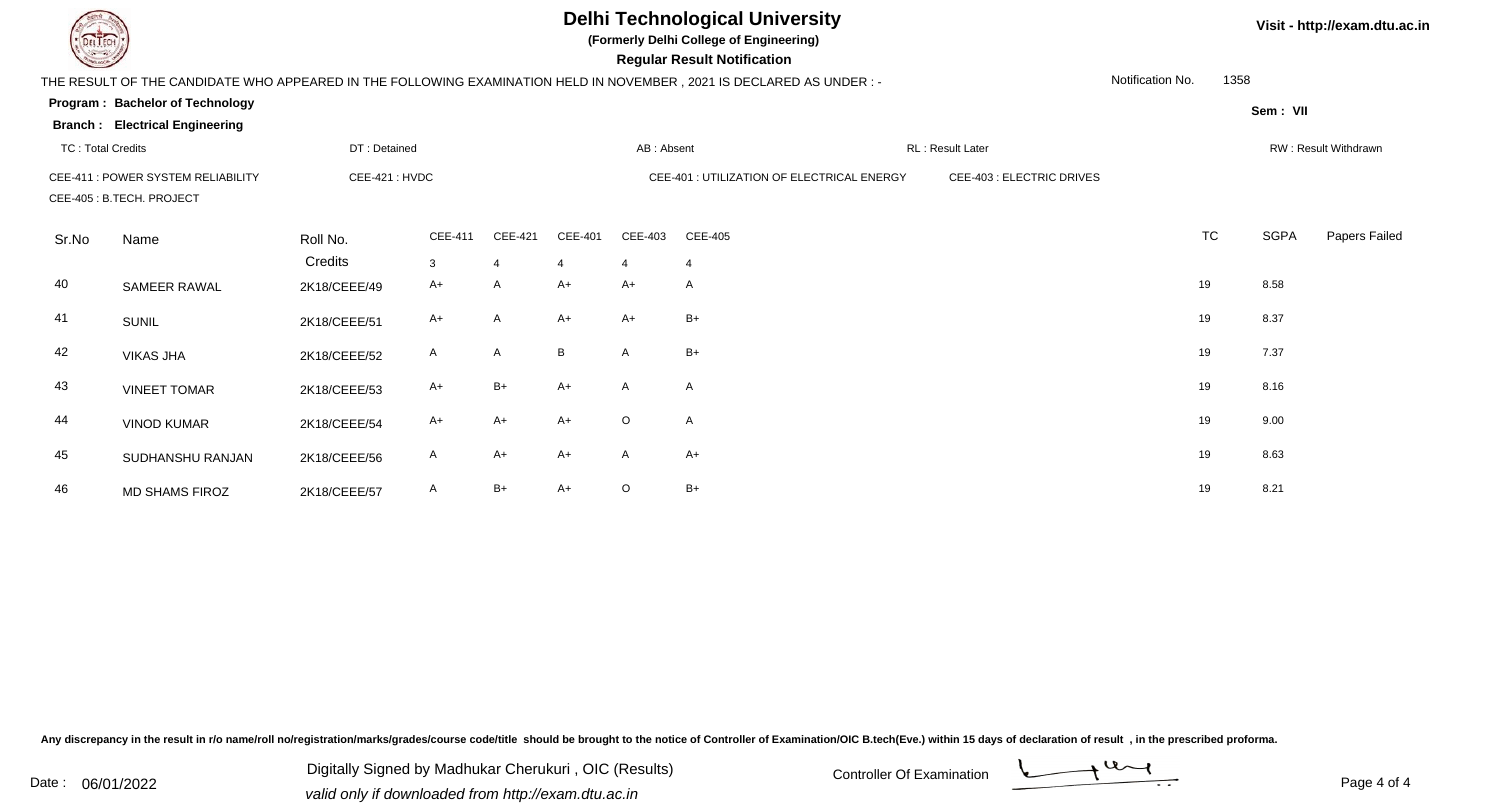# Delhi Technological University

**(Formerly Delhi College of Engineering)**

**Regular Result Notification**

Visit - http://exam.dtu.ac.in

THE RESULT OF THE CANDIDATE WHO APPEARED IN THE FOLLOWING EXAMINATION HELD IN NOVEMBER , 2021 IS DECLARED AS UNDER : -

Notification No. 1358

**Program : Bachelor of Technology**

**Sem : VII**

**Branch : Electrical Engineering**

TC : Total Credits | DT : Detained | AB : Absent | RL : Result Later | RW : Result Withdrawn

CEE-411 : POWER SYSTEM RELIABILITY
CEE-421 : HVDC
CEE-401 : UTILIZATION OF ELECTRICAL ENERGY
CEE-403 : ELECTRIC DRIVES
CEE-405 : B.TECH. PROJECT

| Sr.No | Name | Roll No. | CEE-411 | CEE-421 | CEE-401 | CEE-403 | CEE-405 | TC | SGPA | Papers Failed |
|---|---|---|---|---|---|---|---|---|---|---|
| | | Credits | 3 | 4 | 4 | 4 | 4 | | | |
| 40 | SAMEER RAWAL | 2K18/CEEE/49 | A+ | A | A+ | A+ | A | 19 | 8.58 | |
| 41 | SUNIL | 2K18/CEEE/51 | A+ | A | A+ | A+ | B+ | 19 | 8.37 | |
| 42 | VIKAS JHA | 2K18/CEEE/52 | A | A | B | A | B+ | 19 | 7.37 | |
| 43 | VINEET TOMAR | 2K18/CEEE/53 | A+ | B+ | A+ | A | A | 19 | 8.16 | |
| 44 | VINOD KUMAR | 2K18/CEEE/54 | A+ | A+ | A+ | O | A | 19 | 9.00 | |
| 45 | SUDHANSHU RANJAN | 2K18/CEEE/56 | A | A+ | A+ | A | A+ | 19 | 8.63 | |
| 46 | MD SHAMS FIROZ | 2K18/CEEE/57 | A | B+ | A+ | O | B+ | 19 | 8.21 | |

Any discrepancy in the result in r/o name/roll no/registration/marks/grades/course code/title should be brought to the notice of Controller of Examination/OIC B.tech(Eve.) within 15 days of declaration of result , in the prescribed proforma.

Date : 06/01/2022

Digitally Signed by Madhukar Cherukuri , OIC (Results)
*valid only if downloaded from http://exam.dtu.ac.in*

Controller Of Examination